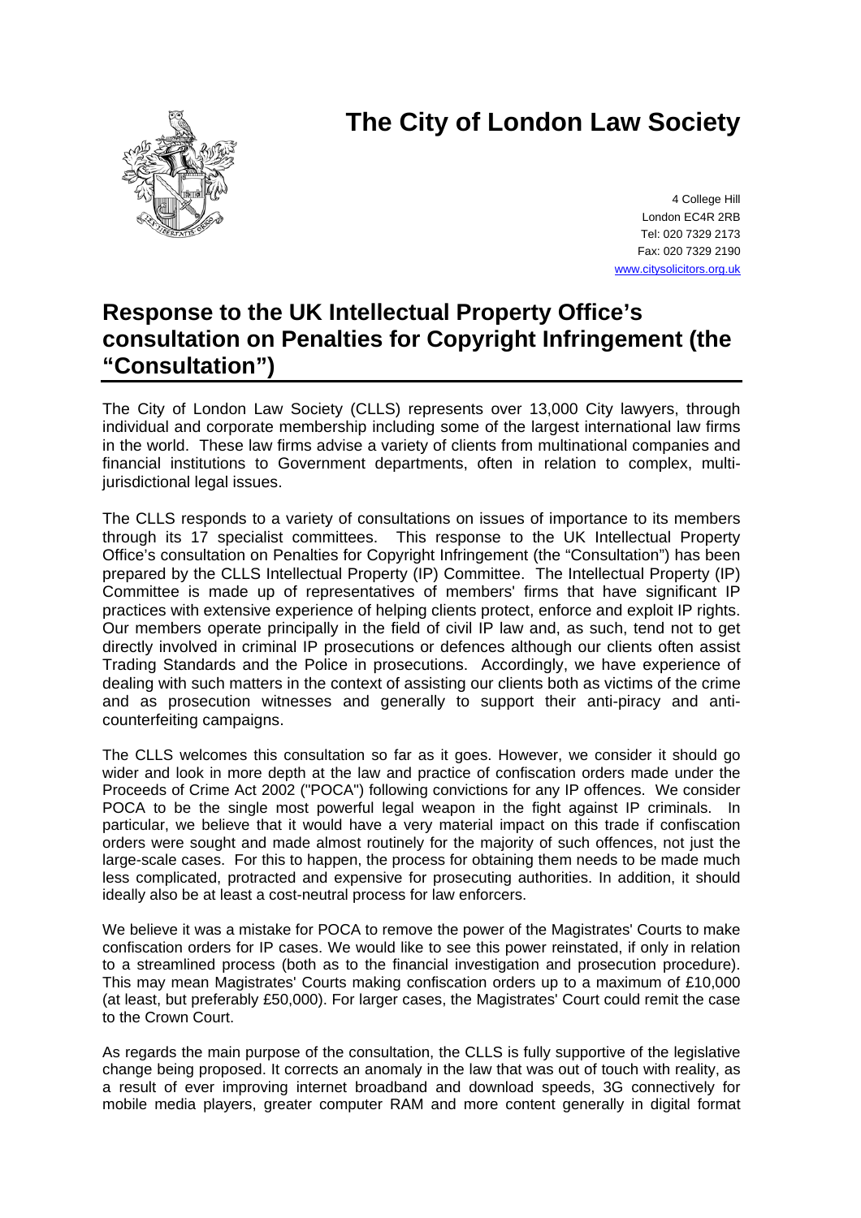# The City of London Law Society

4 College Hill
London EC4R 2RB
Tel: 020 7329 2173
Fax: 020 7329 2190
www.citysolicitors.org.uk

## Response to the UK Intellectual Property Office's consultation on Penalties for Copyright Infringement (the "Consultation")

The City of London Law Society (CLLS) represents over 13,000 City lawyers, through individual and corporate membership including some of the largest international law firms in the world. These law firms advise a variety of clients from multinational companies and financial institutions to Government departments, often in relation to complex, multi-jurisdictional legal issues.

The CLLS responds to a variety of consultations on issues of importance to its members through its 17 specialist committees. This response to the UK Intellectual Property Office's consultation on Penalties for Copyright Infringement (the "Consultation") has been prepared by the CLLS Intellectual Property (IP) Committee. The Intellectual Property (IP) Committee is made up of representatives of members' firms that have significant IP practices with extensive experience of helping clients protect, enforce and exploit IP rights. Our members operate principally in the field of civil IP law and, as such, tend not to get directly involved in criminal IP prosecutions or defences although our clients often assist Trading Standards and the Police in prosecutions. Accordingly, we have experience of dealing with such matters in the context of assisting our clients both as victims of the crime and as prosecution witnesses and generally to support their anti-piracy and anti-counterfeiting campaigns.

The CLLS welcomes this consultation so far as it goes. However, we consider it should go wider and look in more depth at the law and practice of confiscation orders made under the Proceeds of Crime Act 2002 ("POCA") following convictions for any IP offences. We consider POCA to be the single most powerful legal weapon in the fight against IP criminals. In particular, we believe that it would have a very material impact on this trade if confiscation orders were sought and made almost routinely for the majority of such offences, not just the large-scale cases. For this to happen, the process for obtaining them needs to be made much less complicated, protracted and expensive for prosecuting authorities. In addition, it should ideally also be at least a cost-neutral process for law enforcers.

We believe it was a mistake for POCA to remove the power of the Magistrates' Courts to make confiscation orders for IP cases. We would like to see this power reinstated, if only in relation to a streamlined process (both as to the financial investigation and prosecution procedure). This may mean Magistrates' Courts making confiscation orders up to a maximum of £10,000 (at least, but preferably £50,000). For larger cases, the Magistrates' Court could remit the case to the Crown Court.

As regards the main purpose of the consultation, the CLLS is fully supportive of the legislative change being proposed. It corrects an anomaly in the law that was out of touch with reality, as a result of ever improving internet broadband and download speeds, 3G connectively for mobile media players, greater computer RAM and more content generally in digital format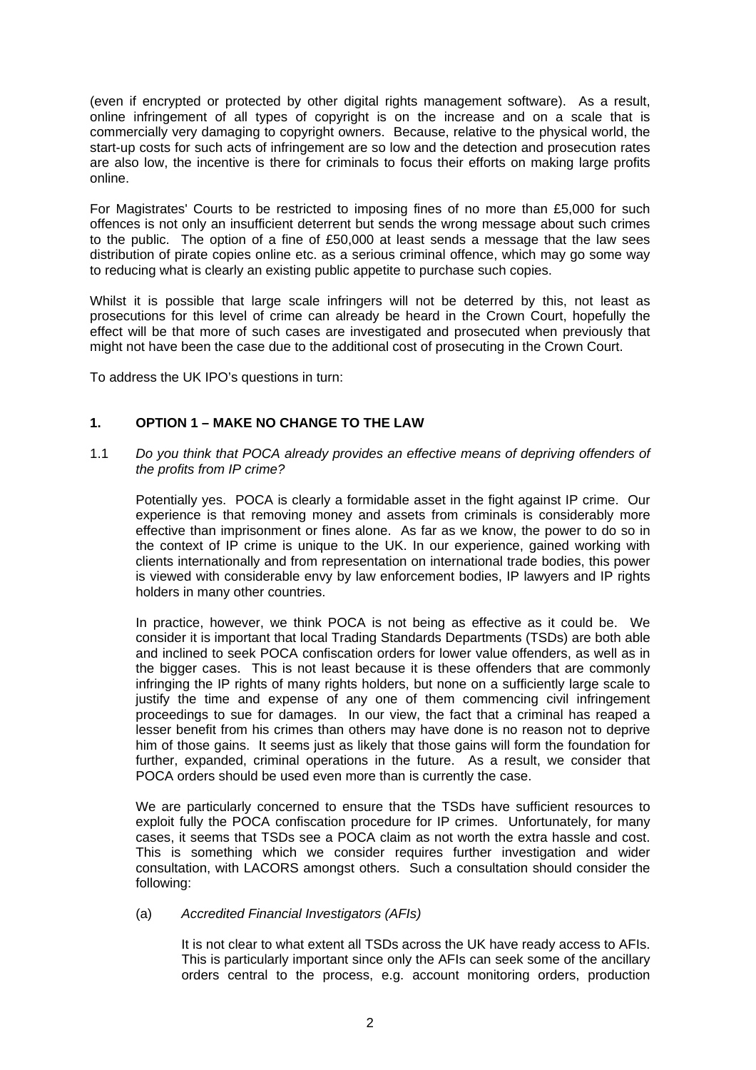(even if encrypted or protected by other digital rights management software). As a result, online infringement of all types of copyright is on the increase and on a scale that is commercially very damaging to copyright owners. Because, relative to the physical world, the start-up costs for such acts of infringement are so low and the detection and prosecution rates are also low, the incentive is there for criminals to focus their efforts on making large profits online.

For Magistrates' Courts to be restricted to imposing fines of no more than £5,000 for such offences is not only an insufficient deterrent but sends the wrong message about such crimes to the public. The option of a fine of £50,000 at least sends a message that the law sees distribution of pirate copies online etc. as a serious criminal offence, which may go some way to reducing what is clearly an existing public appetite to purchase such copies.

Whilst it is possible that large scale infringers will not be deterred by this, not least as prosecutions for this level of crime can already be heard in the Crown Court, hopefully the effect will be that more of such cases are investigated and prosecuted when previously that might not have been the case due to the additional cost of prosecuting in the Crown Court.

To address the UK IPO's questions in turn:

## 1. OPTION 1 – MAKE NO CHANGE TO THE LAW

1.1 *Do you think that POCA already provides an effective means of depriving offenders of the profits from IP crime?*

Potentially yes. POCA is clearly a formidable asset in the fight against IP crime. Our experience is that removing money and assets from criminals is considerably more effective than imprisonment or fines alone. As far as we know, the power to do so in the context of IP crime is unique to the UK. In our experience, gained working with clients internationally and from representation on international trade bodies, this power is viewed with considerable envy by law enforcement bodies, IP lawyers and IP rights holders in many other countries.

In practice, however, we think POCA is not being as effective as it could be. We consider it is important that local Trading Standards Departments (TSDs) are both able and inclined to seek POCA confiscation orders for lower value offenders, as well as in the bigger cases. This is not least because it is these offenders that are commonly infringing the IP rights of many rights holders, but none on a sufficiently large scale to justify the time and expense of any one of them commencing civil infringement proceedings to sue for damages. In our view, the fact that a criminal has reaped a lesser benefit from his crimes than others may have done is no reason not to deprive him of those gains. It seems just as likely that those gains will form the foundation for further, expanded, criminal operations in the future. As a result, we consider that POCA orders should be used even more than is currently the case.

We are particularly concerned to ensure that the TSDs have sufficient resources to exploit fully the POCA confiscation procedure for IP crimes. Unfortunately, for many cases, it seems that TSDs see a POCA claim as not worth the extra hassle and cost. This is something which we consider requires further investigation and wider consultation, with LACORS amongst others. Such a consultation should consider the following:

(a) *Accredited Financial Investigators (AFIs)*

It is not clear to what extent all TSDs across the UK have ready access to AFIs. This is particularly important since only the AFIs can seek some of the ancillary orders central to the process, e.g. account monitoring orders, production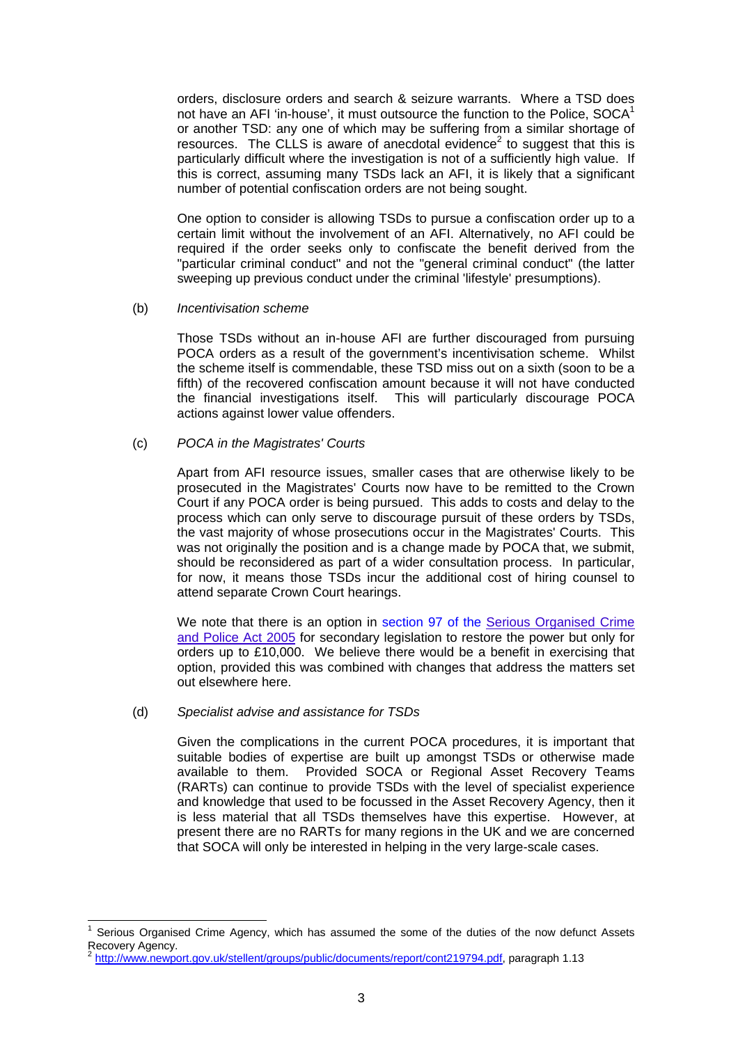orders, disclosure orders and search & seizure warrants. Where a TSD does not have an AFI 'in-house', it must outsource the function to the Police, SOCA[1] or another TSD: any one of which may be suffering from a similar shortage of resources. The CLLS is aware of anecdotal evidence[2] to suggest that this is particularly difficult where the investigation is not of a sufficiently high value. If this is correct, assuming many TSDs lack an AFI, it is likely that a significant number of potential confiscation orders are not being sought.

One option to consider is allowing TSDs to pursue a confiscation order up to a certain limit without the involvement of an AFI. Alternatively, no AFI could be required if the order seeks only to confiscate the benefit derived from the "particular criminal conduct" and not the "general criminal conduct" (the latter sweeping up previous conduct under the criminal 'lifestyle' presumptions).

(b) *Incentivisation scheme*

Those TSDs without an in-house AFI are further discouraged from pursuing POCA orders as a result of the government's incentivisation scheme. Whilst the scheme itself is commendable, these TSD miss out on a sixth (soon to be a fifth) of the recovered confiscation amount because it will not have conducted the financial investigations itself. This will particularly discourage POCA actions against lower value offenders.

(c) *POCA in the Magistrates' Courts*

Apart from AFI resource issues, smaller cases that are otherwise likely to be prosecuted in the Magistrates' Courts now have to be remitted to the Crown Court if any POCA order is being pursued. This adds to costs and delay to the process which can only serve to discourage pursuit of these orders by TSDs, the vast majority of whose prosecutions occur in the Magistrates' Courts. This was not originally the position and is a change made by POCA that, we submit, should be reconsidered as part of a wider consultation process. In particular, for now, it means those TSDs incur the additional cost of hiring counsel to attend separate Crown Court hearings.

We note that there is an option in section 97 of the Serious Organised Crime and Police Act 2005 for secondary legislation to restore the power but only for orders up to £10,000. We believe there would be a benefit in exercising that option, provided this was combined with changes that address the matters set out elsewhere here.

(d) *Specialist advise and assistance for TSDs*

Given the complications in the current POCA procedures, it is important that suitable bodies of expertise are built up amongst TSDs or otherwise made available to them. Provided SOCA or Regional Asset Recovery Teams (RARTs) can continue to provide TSDs with the level of specialist experience and knowledge that used to be focussed in the Asset Recovery Agency, then it is less material that all TSDs themselves have this expertise. However, at present there are no RARTs for many regions in the UK and we are concerned that SOCA will only be interested in helping in the very large-scale cases.

---

[1] Serious Organised Crime Agency, which has assumed the some of the duties of the now defunct Assets Recovery Agency.

[2] http://www.newport.gov.uk/stellent/groups/public/documents/report/cont219794.pdf, paragraph 1.13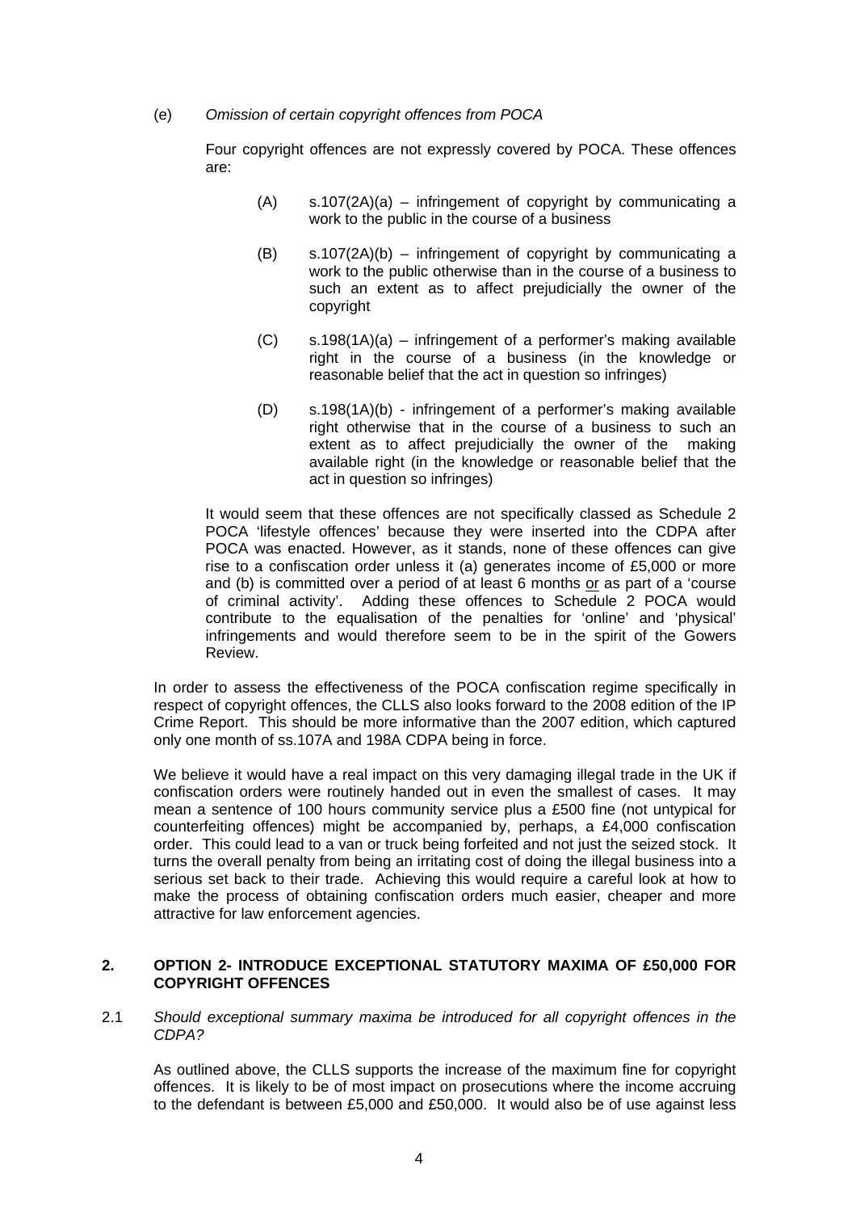(e) *Omission of certain copyright offences from POCA*

Four copyright offences are not expressly covered by POCA. These offences are:

(A) s.107(2A)(a) – infringement of copyright by communicating a work to the public in the course of a business

(B) s.107(2A)(b) – infringement of copyright by communicating a work to the public otherwise than in the course of a business to such an extent as to affect prejudicially the owner of the copyright

(C) s.198(1A)(a) – infringement of a performer's making available right in the course of a business (in the knowledge or reasonable belief that the act in question so infringes)

(D) s.198(1A)(b) - infringement of a performer's making available right otherwise that in the course of a business to such an extent as to affect prejudicially the owner of the making available right (in the knowledge or reasonable belief that the act in question so infringes)

It would seem that these offences are not specifically classed as Schedule 2 POCA 'lifestyle offences' because they were inserted into the CDPA after POCA was enacted. However, as it stands, none of these offences can give rise to a confiscation order unless it (a) generates income of £5,000 or more and (b) is committed over a period of at least 6 months <u>or</u> as part of a 'course of criminal activity'. Adding these offences to Schedule 2 POCA would contribute to the equalisation of the penalties for 'online' and 'physical' infringements and would therefore seem to be in the spirit of the Gowers Review.

In order to assess the effectiveness of the POCA confiscation regime specifically in respect of copyright offences, the CLLS also looks forward to the 2008 edition of the IP Crime Report. This should be more informative than the 2007 edition, which captured only one month of ss.107A and 198A CDPA being in force.

We believe it would have a real impact on this very damaging illegal trade in the UK if confiscation orders were routinely handed out in even the smallest of cases. It may mean a sentence of 100 hours community service plus a £500 fine (not untypical for counterfeiting offences) might be accompanied by, perhaps, a £4,000 confiscation order. This could lead to a van or truck being forfeited and not just the seized stock. It turns the overall penalty from being an irritating cost of doing the illegal business into a serious set back to their trade. Achieving this would require a careful look at how to make the process of obtaining confiscation orders much easier, cheaper and more attractive for law enforcement agencies.

## 2. OPTION 2- INTRODUCE EXCEPTIONAL STATUTORY MAXIMA OF £50,000 FOR COPYRIGHT OFFENCES

2.1 *Should exceptional summary maxima be introduced for all copyright offences in the CDPA?*

As outlined above, the CLLS supports the increase of the maximum fine for copyright offences. It is likely to be of most impact on prosecutions where the income accruing to the defendant is between £5,000 and £50,000. It would also be of use against less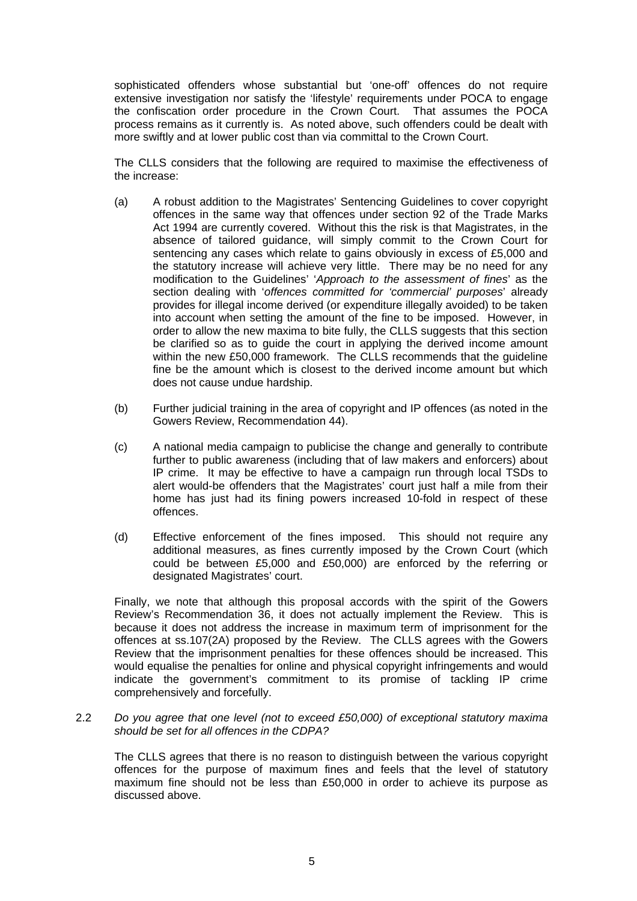sophisticated offenders whose substantial but 'one-off' offences do not require extensive investigation nor satisfy the 'lifestyle' requirements under POCA to engage the confiscation order procedure in the Crown Court. That assumes the POCA process remains as it currently is. As noted above, such offenders could be dealt with more swiftly and at lower public cost than via committal to the Crown Court.

The CLLS considers that the following are required to maximise the effectiveness of the increase:

(a) A robust addition to the Magistrates' Sentencing Guidelines to cover copyright offences in the same way that offences under section 92 of the Trade Marks Act 1994 are currently covered. Without this the risk is that Magistrates, in the absence of tailored guidance, will simply commit to the Crown Court for sentencing any cases which relate to gains obviously in excess of £5,000 and the statutory increase will achieve very little. There may be no need for any modification to the Guidelines' '*Approach to the assessment of fines*' as the section dealing with '*offences committed for 'commercial' purposes*' already provides for illegal income derived (or expenditure illegally avoided) to be taken into account when setting the amount of the fine to be imposed. However, in order to allow the new maxima to bite fully, the CLLS suggests that this section be clarified so as to guide the court in applying the derived income amount within the new £50,000 framework. The CLLS recommends that the guideline fine be the amount which is closest to the derived income amount but which does not cause undue hardship.

(b) Further judicial training in the area of copyright and IP offences (as noted in the Gowers Review, Recommendation 44).

(c) A national media campaign to publicise the change and generally to contribute further to public awareness (including that of law makers and enforcers) about IP crime. It may be effective to have a campaign run through local TSDs to alert would-be offenders that the Magistrates' court just half a mile from their home has just had its fining powers increased 10-fold in respect of these offences.

(d) Effective enforcement of the fines imposed. This should not require any additional measures, as fines currently imposed by the Crown Court (which could be between £5,000 and £50,000) are enforced by the referring or designated Magistrates' court.

Finally, we note that although this proposal accords with the spirit of the Gowers Review's Recommendation 36, it does not actually implement the Review. This is because it does not address the increase in maximum term of imprisonment for the offences at ss.107(2A) proposed by the Review. The CLLS agrees with the Gowers Review that the imprisonment penalties for these offences should be increased. This would equalise the penalties for online and physical copyright infringements and would indicate the government's commitment to its promise of tackling IP crime comprehensively and forcefully.

2.2 *Do you agree that one level (not to exceed £50,000) of exceptional statutory maxima should be set for all offences in the CDPA?*

The CLLS agrees that there is no reason to distinguish between the various copyright offences for the purpose of maximum fines and feels that the level of statutory maximum fine should not be less than £50,000 in order to achieve its purpose as discussed above.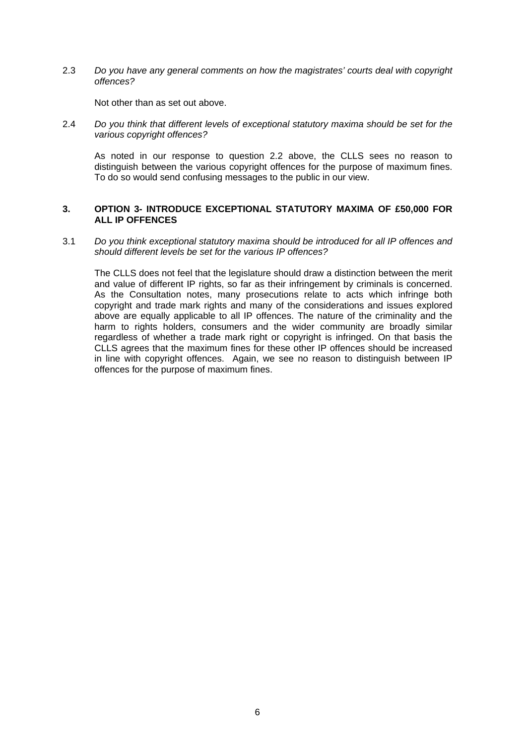2.3 *Do you have any general comments on how the magistrates' courts deal with copyright offences?*

Not other than as set out above.

2.4 *Do you think that different levels of exceptional statutory maxima should be set for the various copyright offences?*

As noted in our response to question 2.2 above, the CLLS sees no reason to distinguish between the various copyright offences for the purpose of maximum fines. To do so would send confusing messages to the public in our view.

## 3. OPTION 3- INTRODUCE EXCEPTIONAL STATUTORY MAXIMA OF £50,000 FOR ALL IP OFFENCES

3.1 *Do you think exceptional statutory maxima should be introduced for all IP offences and should different levels be set for the various IP offences?*

The CLLS does not feel that the legislature should draw a distinction between the merit and value of different IP rights, so far as their infringement by criminals is concerned. As the Consultation notes, many prosecutions relate to acts which infringe both copyright and trade mark rights and many of the considerations and issues explored above are equally applicable to all IP offences. The nature of the criminality and the harm to rights holders, consumers and the wider community are broadly similar regardless of whether a trade mark right or copyright is infringed. On that basis the CLLS agrees that the maximum fines for these other IP offences should be increased in line with copyright offences. Again, we see no reason to distinguish between IP offences for the purpose of maximum fines.